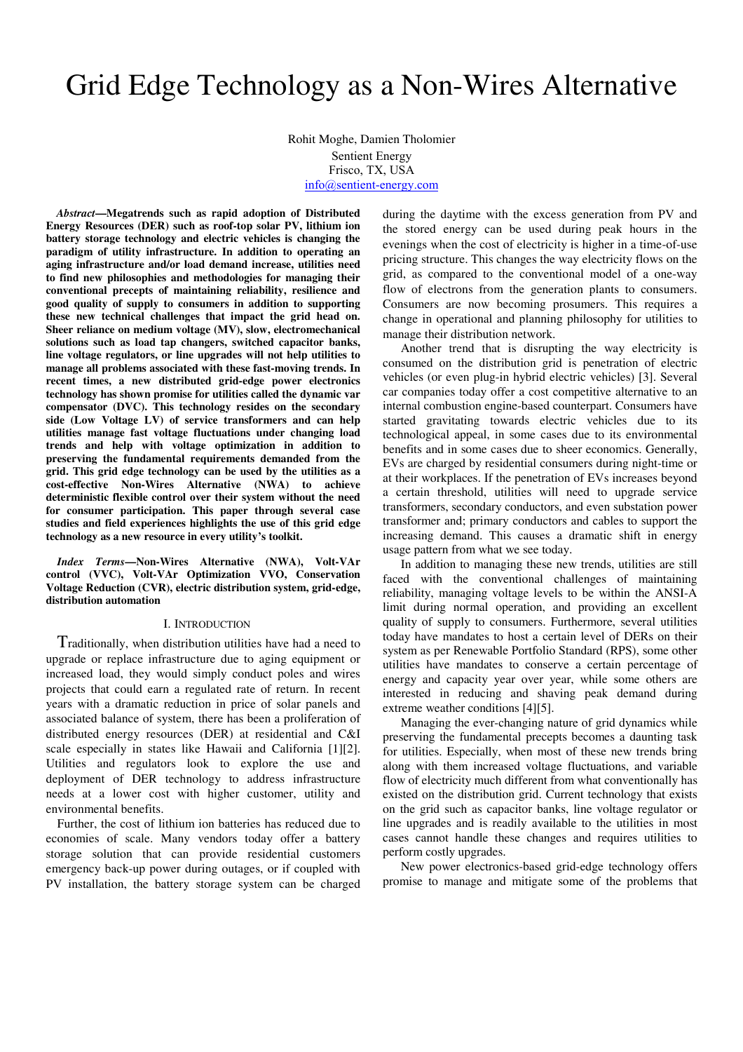# Grid Edge Technology as a Non-Wires Alternative

Rohit Moghe, Damien Tholomier
Sentient Energy
Frisco, TX, USA
info@sentient-energy.com

***Abstract*—Megatrends such as rapid adoption of Distributed Energy Resources (DER) such as roof-top solar PV, lithium ion battery storage technology and electric vehicles is changing the paradigm of utility infrastructure. In addition to operating an aging infrastructure and/or load demand increase, utilities need to find new philosophies and methodologies for managing their conventional precepts of maintaining reliability, resilience and good quality of supply to consumers in addition to supporting these new technical challenges that impact the grid head on. Sheer reliance on medium voltage (MV), slow, electromechanical solutions such as load tap changers, switched capacitor banks, line voltage regulators, or line upgrades will not help utilities to manage all problems associated with these fast-moving trends. In recent times, a new distributed grid-edge power electronics technology has shown promise for utilities called the dynamic var compensator (DVC). This technology resides on the secondary side (Low Voltage LV) of service transformers and can help utilities manage fast voltage fluctuations under changing load trends and help with voltage optimization in addition to preserving the fundamental requirements demanded from the grid. This grid edge technology can be used by the utilities as a cost-effective Non-Wires Alternative (NWA) to achieve deterministic flexible control over their system without the need for consumer participation. This paper through several case studies and field experiences highlights the use of this grid edge technology as a new resource in every utility's toolkit.**

***Index Terms*—Non-Wires Alternative (NWA), Volt-VAr control (VVC), Volt-VAr Optimization VVO, Conservation Voltage Reduction (CVR), electric distribution system, grid-edge, distribution automation**

## I. Introduction

Traditionally, when distribution utilities have had a need to upgrade or replace infrastructure due to aging equipment or increased load, they would simply conduct poles and wires projects that could earn a regulated rate of return. In recent years with a dramatic reduction in price of solar panels and associated balance of system, there has been a proliferation of distributed energy resources (DER) at residential and C&I scale especially in states like Hawaii and California [1][2]. Utilities and regulators look to explore the use and deployment of DER technology to address infrastructure needs at a lower cost with higher customer, utility and environmental benefits.

Further, the cost of lithium ion batteries has reduced due to economies of scale. Many vendors today offer a battery storage solution that can provide residential customers emergency back-up power during outages, or if coupled with PV installation, the battery storage system can be charged during the daytime with the excess generation from PV and the stored energy can be used during peak hours in the evenings when the cost of electricity is higher in a time-of-use pricing structure. This changes the way electricity flows on the grid, as compared to the conventional model of a one-way flow of electrons from the generation plants to consumers. Consumers are now becoming prosumers. This requires a change in operational and planning philosophy for utilities to manage their distribution network.

Another trend that is disrupting the way electricity is consumed on the distribution grid is penetration of electric vehicles (or even plug-in hybrid electric vehicles) [3]. Several car companies today offer a cost competitive alternative to an internal combustion engine-based counterpart. Consumers have started gravitating towards electric vehicles due to its technological appeal, in some cases due to its environmental benefits and in some cases due to sheer economics. Generally, EVs are charged by residential consumers during night-time or at their workplaces. If the penetration of EVs increases beyond a certain threshold, utilities will need to upgrade service transformers, secondary conductors, and even substation power transformer and; primary conductors and cables to support the increasing demand. This causes a dramatic shift in energy usage pattern from what we see today.

In addition to managing these new trends, utilities are still faced with the conventional challenges of maintaining reliability, managing voltage levels to be within the ANSI-A limit during normal operation, and providing an excellent quality of supply to consumers. Furthermore, several utilities today have mandates to host a certain level of DERs on their system as per Renewable Portfolio Standard (RPS), some other utilities have mandates to conserve a certain percentage of energy and capacity year over year, while some others are interested in reducing and shaving peak demand during extreme weather conditions [4][5].

Managing the ever-changing nature of grid dynamics while preserving the fundamental precepts becomes a daunting task for utilities. Especially, when most of these new trends bring along with them increased voltage fluctuations, and variable flow of electricity much different from what conventionally has existed on the distribution grid. Current technology that exists on the grid such as capacitor banks, line voltage regulator or line upgrades and is readily available to the utilities in most cases cannot handle these changes and requires utilities to perform costly upgrades.

New power electronics-based grid-edge technology offers promise to manage and mitigate some of the problems that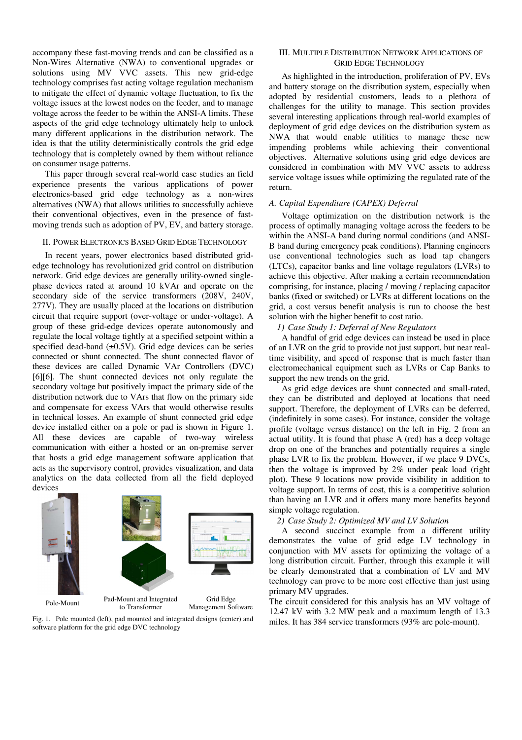accompany these fast-moving trends and can be classified as a Non-Wires Alternative (NWA) to conventional upgrades or solutions using MV VVC assets. This new grid-edge technology comprises fast acting voltage regulation mechanism to mitigate the effect of dynamic voltage fluctuation, to fix the voltage issues at the lowest nodes on the feeder, and to manage voltage across the feeder to be within the ANSI-A limits. These aspects of the grid edge technology ultimately help to unlock many different applications in the distribution network. The idea is that the utility deterministically controls the grid edge technology that is completely owned by them without reliance on consumer usage patterns.

This paper through several real-world case studies an field experience presents the various applications of power electronics-based grid edge technology as a non-wires alternatives (NWA) that allows utilities to successfully achieve their conventional objectives, even in the presence of fast-moving trends such as adoption of PV, EV, and battery storage.

## II. Power Electronics Based Grid Edge Technology

In recent years, power electronics based distributed grid-edge technology has revolutionized grid control on distribution network. Grid edge devices are generally utility-owned single-phase devices rated at around 10 kVAr and operate on the secondary side of the service transformers (208V, 240V, 277V). They are usually placed at the locations on distribution circuit that require support (over-voltage or under-voltage). A group of these grid-edge devices operate autonomously and regulate the local voltage tightly at a specified setpoint within a specified dead-band (±0.5V). Grid edge devices can be series connected or shunt connected. The shunt connected flavor of these devices are called Dynamic VAr Controllers (DVC) [6][6]. The shunt connected devices not only regulate the secondary voltage but positively impact the primary side of the distribution network due to VArs that flow on the primary side and compensate for excess VArs that would otherwise results in technical losses. An example of shunt connected grid edge device installed either on a pole or pad is shown in Figure 1. All these devices are capable of two-way wireless communication with either a hosted or an on-premise server that hosts a grid edge management software application that acts as the supervisory control, provides visualization, and data analytics on the data collected from all the field deployed devices

Pole-Mount | Pad-Mount and Integrated to Transformer | Grid Edge Management Software

Fig. 1. Pole mounted (left), pad mounted and integrated designs (center) and software platform for the grid edge DVC technology

## III. Multiple Distribution Network Applications of Grid Edge Technology

As highlighted in the introduction, proliferation of PV, EVs and battery storage on the distribution system, especially when adopted by residential customers, leads to a plethora of challenges for the utility to manage. This section provides several interesting applications through real-world examples of deployment of grid edge devices on the distribution system as NWA that would enable utilities to manage these new impending problems while achieving their conventional objectives. Alternative solutions using grid edge devices are considered in combination with MV VVC assets to address service voltage issues while optimizing the regulated rate of the return.

### *A. Capital Expenditure (CAPEX) Deferral*

Voltage optimization on the distribution network is the process of optimally managing voltage across the feeders to be within the ANSI-A band during normal conditions (and ANSI-B band during emergency peak conditions). Planning engineers use conventional technologies such as load tap changers (LTCs), capacitor banks and line voltage regulators (LVRs) to achieve this objective. After making a certain recommendation comprising, for instance, placing / moving / replacing capacitor banks (fixed or switched) or LVRs at different locations on the grid, a cost versus benefit analysis is run to choose the best solution with the higher benefit to cost ratio.

*1) Case Study 1: Deferral of New Regulators*

A handful of grid edge devices can instead be used in place of an LVR on the grid to provide not just support, but near real-time visibility, and speed of response that is much faster than electromechanical equipment such as LVRs or Cap Banks to support the new trends on the grid.

As grid edge devices are shunt connected and small-rated, they can be distributed and deployed at locations that need support. Therefore, the deployment of LVRs can be deferred, (indefinitely in some cases). For instance, consider the voltage profile (voltage versus distance) on the left in Fig. 2 from an actual utility. It is found that phase A (red) has a deep voltage drop on one of the branches and potentially requires a single phase LVR to fix the problem. However, if we place 9 DVCs, then the voltage is improved by 2% under peak load (right plot). These 9 locations now provide visibility in addition to voltage support. In terms of cost, this is a competitive solution than having an LVR and it offers many more benefits beyond simple voltage regulation.

*2) Case Study 2: Optimized MV and LV Solution*

A second succinct example from a different utility demonstrates the value of grid edge LV technology in conjunction with MV assets for optimizing the voltage of a long distribution circuit. Further, through this example it will be clearly demonstrated that a combination of LV and MV technology can prove to be more cost effective than just using primary MV upgrades.

The circuit considered for this analysis has an MV voltage of 12.47 kV with 3.2 MW peak and a maximum length of 13.3 miles. It has 384 service transformers (93% are pole-mount).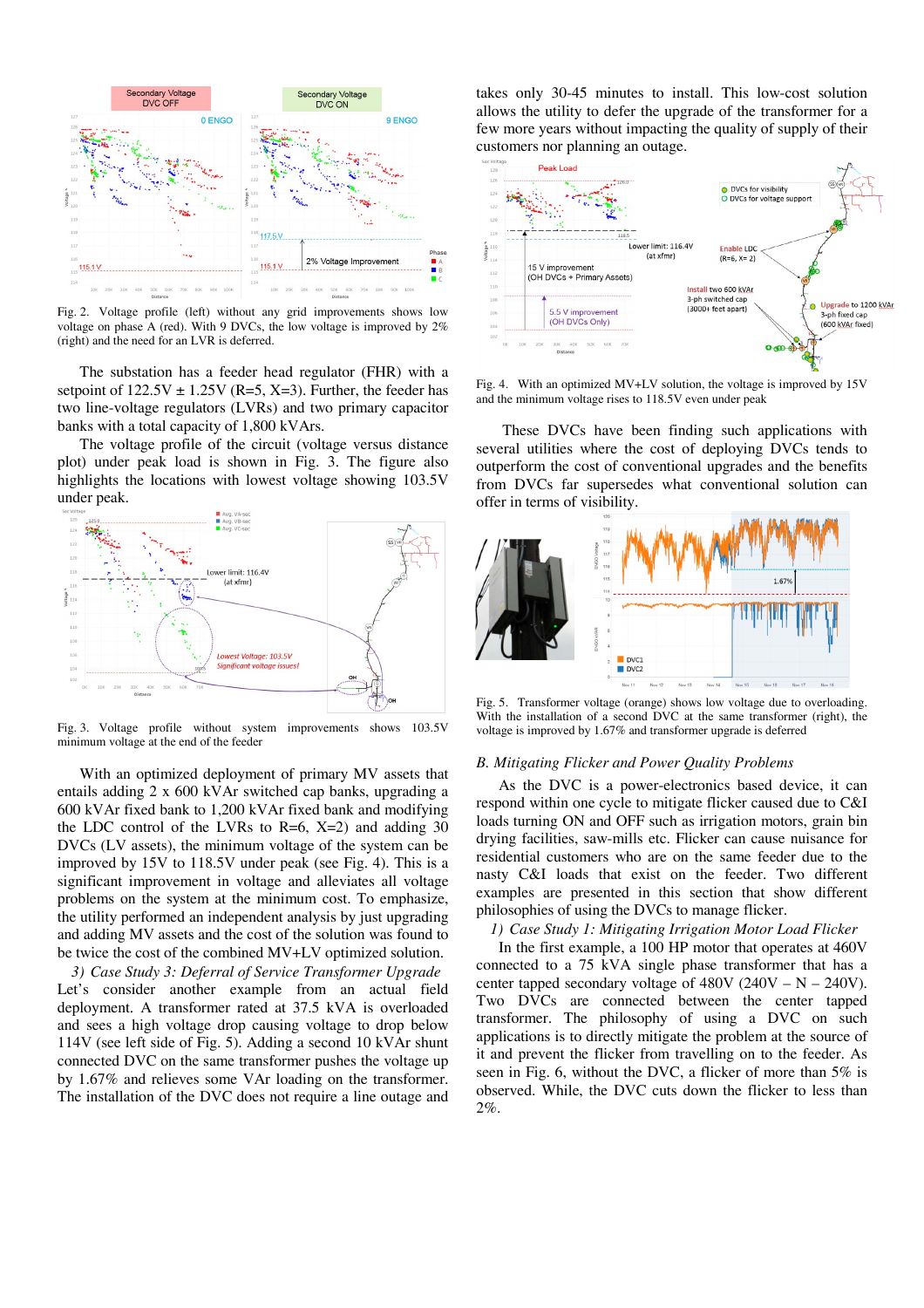Fig. 2. Voltage profile (left) without any grid improvements shows low voltage on phase A (red). With 9 DVCs, the low voltage is improved by 2% (right) and the need for an LVR is deferred.

The substation has a feeder head regulator (FHR) with a setpoint of 122.5V ± 1.25V (R=5, X=3). Further, the feeder has two line-voltage regulators (LVRs) and two primary capacitor banks with a total capacity of 1,800 kVArs.

The voltage profile of the circuit (voltage versus distance plot) under peak load is shown in Fig. 3. The figure also highlights the locations with lowest voltage showing 103.5V under peak.

Fig. 3. Voltage profile without system improvements shows 103.5V minimum voltage at the end of the feeder

With an optimized deployment of primary MV assets that entails adding 2 x 600 kVAr switched cap banks, upgrading a 600 kVAr fixed bank to 1,200 kVAr fixed bank and modifying the LDC control of the LVRs to R=6, X=2) and adding 30 DVCs (LV assets), the minimum voltage of the system can be improved by 15V to 118.5V under peak (see Fig. 4). This is a significant improvement in voltage and alleviates all voltage problems on the system at the minimum cost. To emphasize, the utility performed an independent analysis by just upgrading and adding MV assets and the cost of the solution was found to be twice the cost of the combined MV+LV optimized solution.

*3) Case Study 3: Deferral of Service Transformer Upgrade*

Let's consider another example from an actual field deployment. A transformer rated at 37.5 kVA is overloaded and sees a high voltage drop causing voltage to drop below 114V (see left side of Fig. 5). Adding a second 10 kVAr shunt connected DVC on the same transformer pushes the voltage up by 1.67% and relieves some VAr loading on the transformer. The installation of the DVC does not require a line outage and takes only 30-45 minutes to install. This low-cost solution allows the utility to defer the upgrade of the transformer for a few more years without impacting the quality of supply of their customers nor planning an outage.

Fig. 4. With an optimized MV+LV solution, the voltage is improved by 15V and the minimum voltage rises to 118.5V even under peak

These DVCs have been finding such applications with several utilities where the cost of deploying DVCs tends to outperform the cost of conventional upgrades and the benefits from DVCs far supersedes what conventional solution can offer in terms of visibility.

Fig. 5. Transformer voltage (orange) shows low voltage due to overloading. With the installation of a second DVC at the same transformer (right), the voltage is improved by 1.67% and transformer upgrade is deferred

### *B. Mitigating Flicker and Power Quality Problems*

As the DVC is a power-electronics based device, it can respond within one cycle to mitigate flicker caused due to C&I loads turning ON and OFF such as irrigation motors, grain bin drying facilities, saw-mills etc. Flicker can cause nuisance for residential customers who are on the same feeder due to the nasty C&I loads that exist on the feeder. Two different examples are presented in this section that show different philosophies of using the DVCs to manage flicker.

*1) Case Study 1: Mitigating Irrigation Motor Load Flicker*

In the first example, a 100 HP motor that operates at 460V connected to a 75 kVA single phase transformer that has a center tapped secondary voltage of 480V (240V – N – 240V). Two DVCs are connected between the center tapped transformer. The philosophy of using a DVC on such applications is to directly mitigate the problem at the source of it and prevent the flicker from travelling on to the feeder. As seen in Fig. 6, without the DVC, a flicker of more than 5% is observed. While, the DVC cuts down the flicker to less than 2%.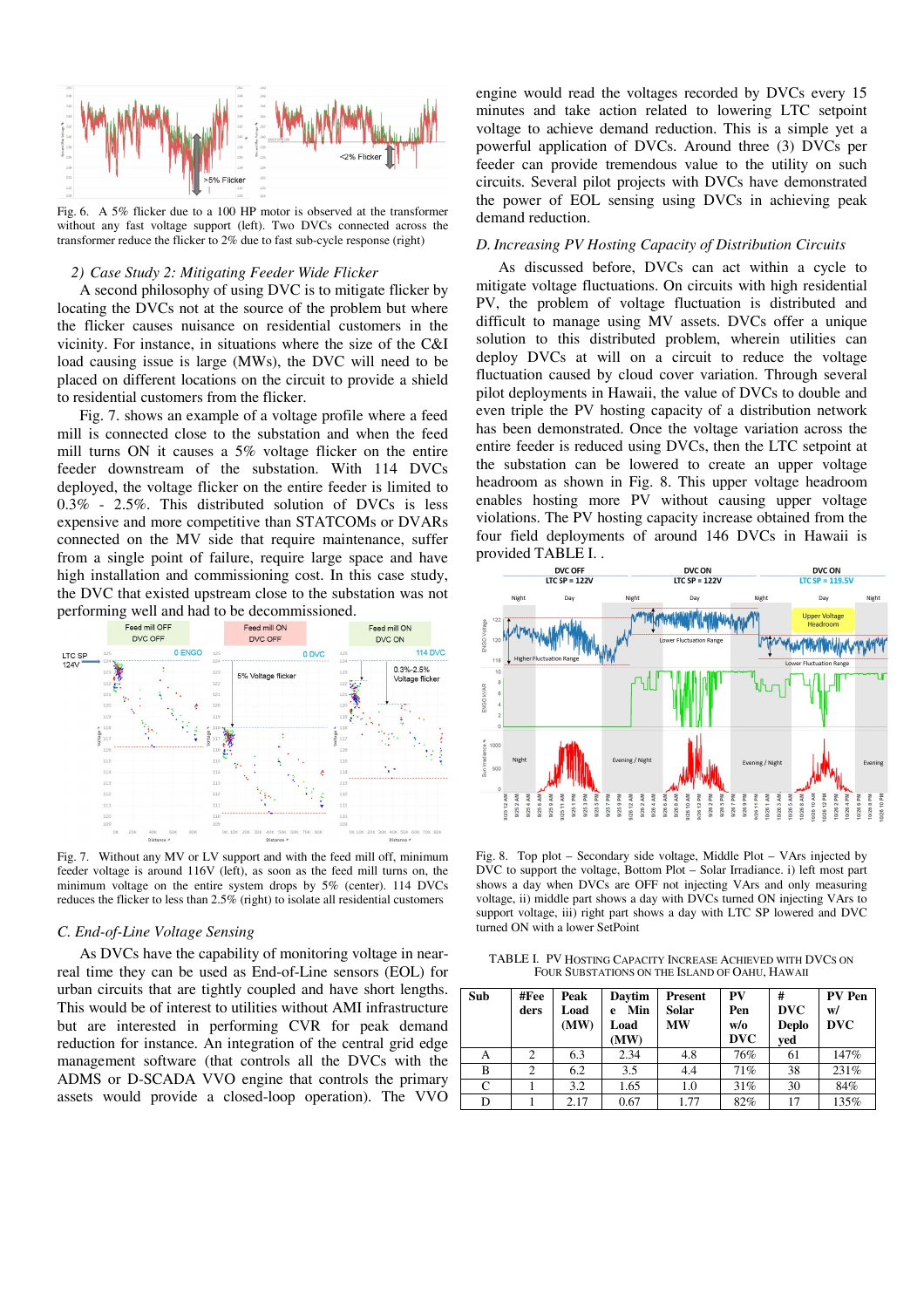Fig. 6. A 5% flicker due to a 100 HP motor is observed at the transformer without any fast voltage support (left). Two DVCs connected across the transformer reduce the flicker to 2% due to fast sub-cycle response (right)

*2) Case Study 2: Mitigating Feeder Wide Flicker*

A second philosophy of using DVC is to mitigate flicker by locating the DVCs not at the source of the problem but where the flicker causes nuisance on residential customers in the vicinity. For instance, in situations where the size of the C&I load causing issue is large (MWs), the DVC will need to be placed on different locations on the circuit to provide a shield to residential customers from the flicker.

Fig. 7. shows an example of a voltage profile where a feed mill is connected close to the substation and when the feed mill turns ON it causes a 5% voltage flicker on the entire feeder downstream of the substation. With 114 DVCs deployed, the voltage flicker on the entire feeder is limited to 0.3% - 2.5%. This distributed solution of DVCs is less expensive and more competitive than STATCOMs or DVARs connected on the MV side that require maintenance, suffer from a single point of failure, require large space and have high installation and commissioning cost. In this case study, the DVC that existed upstream close to the substation was not performing well and had to be decommissioned.

Fig. 7. Without any MV or LV support and with the feed mill off, minimum feeder voltage is around 116V (left), as soon as the feed mill turns on, the minimum voltage on the entire system drops by 5% (center). 114 DVCs reduces the flicker to less than 2.5% (right) to isolate all residential customers

## C. End-of-Line Voltage Sensing

As DVCs have the capability of monitoring voltage in near-real time they can be used as End-of-Line sensors (EOL) for urban circuits that are tightly coupled and have short lengths. This would be of interest to utilities without AMI infrastructure but are interested in performing CVR for peak demand reduction for instance. An integration of the central grid edge management software (that controls all the DVCs with the ADMS or D-SCADA VVO engine that controls the primary assets would provide a closed-loop operation). The VVO engine would read the voltages recorded by DVCs every 15 minutes and take action related to lowering LTC setpoint voltage to achieve demand reduction. This is a simple yet a powerful application of DVCs. Around three (3) DVCs per feeder can provide tremendous value to the utility on such circuits. Several pilot projects with DVCs have demonstrated the power of EOL sensing using DVCs in achieving peak demand reduction.

## D. Increasing PV Hosting Capacity of Distribution Circuits

As discussed before, DVCs can act within a cycle to mitigate voltage fluctuations. On circuits with high residential PV, the problem of voltage fluctuation is distributed and difficult to manage using MV assets. DVCs offer a unique solution to this distributed problem, wherein utilities can deploy DVCs at will on a circuit to reduce the voltage fluctuation caused by cloud cover variation. Through several pilot deployments in Hawaii, the value of DVCs to double and even triple the PV hosting capacity of a distribution network has been demonstrated. Once the voltage variation across the entire feeder is reduced using DVCs, then the LTC setpoint at the substation can be lowered to create an upper voltage headroom as shown in Fig. 8. This upper voltage headroom enables hosting more PV without causing upper voltage violations. The PV hosting capacity increase obtained from the four field deployments of around 146 DVCs in Hawaii is provided TABLE I. .

Fig. 8. Top plot – Secondary side voltage, Middle Plot – VArs injected by DVC to support the voltage, Bottom Plot – Solar Irradiance. i) left most part shows a day when DVCs are OFF not injecting VArs and only measuring voltage, ii) middle part shows a day with DVCs turned ON injecting VArs to support voltage, iii) right part shows a day with LTC SP lowered and DVC turned ON with a lower SetPoint

TABLE I. PV HOSTING CAPACITY INCREASE ACHIEVED WITH DVCS ON FOUR SUBSTATIONS ON THE ISLAND OF OAHU, HAWAII

| Sub | #Feeders | Peak Load (MW) | Daytime Min Load (MW) | Present Solar MW | PV Pen w/o DVC | # DVC Deployed | PV Pen w/ DVC |
|---|---|---|---|---|---|---|---|
| A | 2 | 6.3 | 2.34 | 4.8 | 76% | 61 | 147% |
| B | 2 | 6.2 | 3.5 | 4.4 | 71% | 38 | 231% |
| C | 1 | 3.2 | 1.65 | 1.0 | 31% | 30 | 84% |
| D | 1 | 2.17 | 0.67 | 1.77 | 82% | 17 | 135% |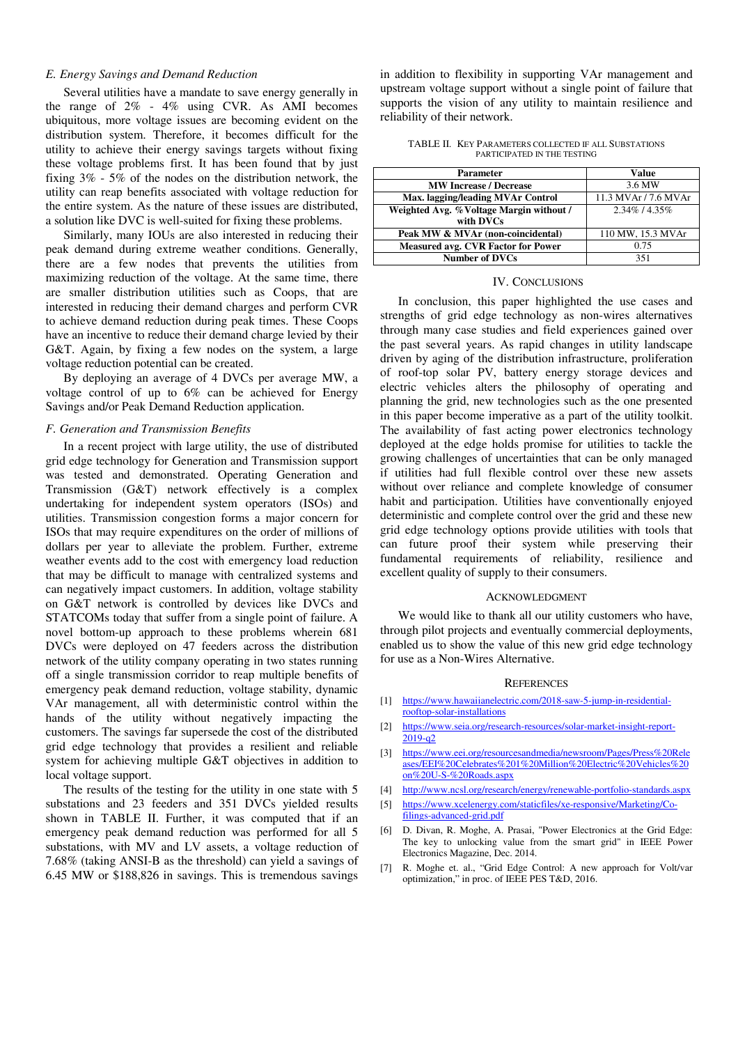### E. Energy Savings and Demand Reduction

Several utilities have a mandate to save energy generally in the range of 2% - 4% using CVR. As AMI becomes ubiquitous, more voltage issues are becoming evident on the distribution system. Therefore, it becomes difficult for the utility to achieve their energy savings targets without fixing these voltage problems first. It has been found that by just fixing 3% - 5% of the nodes on the distribution network, the utility can reap benefits associated with voltage reduction for the entire system. As the nature of these issues are distributed, a solution like DVC is well-suited for fixing these problems.

Similarly, many IOUs are also interested in reducing their peak demand during extreme weather conditions. Generally, there are a few nodes that prevents the utilities from maximizing reduction of the voltage. At the same time, there are smaller distribution utilities such as Coops, that are interested in reducing their demand charges and perform CVR to achieve demand reduction during peak times. These Coops have an incentive to reduce their demand charge levied by their G&T. Again, by fixing a few nodes on the system, a large voltage reduction potential can be created.

By deploying an average of 4 DVCs per average MW, a voltage control of up to 6% can be achieved for Energy Savings and/or Peak Demand Reduction application.

### F. Generation and Transmission Benefits

In a recent project with large utility, the use of distributed grid edge technology for Generation and Transmission support was tested and demonstrated. Operating Generation and Transmission (G&T) network effectively is a complex undertaking for independent system operators (ISOs) and utilities. Transmission congestion forms a major concern for ISOs that may require expenditures on the order of millions of dollars per year to alleviate the problem. Further, extreme weather events add to the cost with emergency load reduction that may be difficult to manage with centralized systems and can negatively impact customers. In addition, voltage stability on G&T network is controlled by devices like DVCs and STATCOMs today that suffer from a single point of failure. A novel bottom-up approach to these problems wherein 681 DVCs were deployed on 47 feeders across the distribution network of the utility company operating in two states running off a single transmission corridor to reap multiple benefits of emergency peak demand reduction, voltage stability, dynamic VAr management, all with deterministic control within the hands of the utility without negatively impacting the customers. The savings far supersede the cost of the distributed grid edge technology that provides a resilient and reliable system for achieving multiple G&T objectives in addition to local voltage support.

The results of the testing for the utility in one state with 5 substations and 23 feeders and 351 DVCs yielded results shown in TABLE II. Further, it was computed that if an emergency peak demand reduction was performed for all 5 substations, with MV and LV assets, a voltage reduction of 7.68% (taking ANSI-B as the threshold) can yield a savings of 6.45 MW or $188,826 in savings. This is tremendous savings in addition to flexibility in supporting VAr management and upstream voltage support without a single point of failure that supports the vision of any utility to maintain resilience and reliability of their network.

TABLE II. KEY PARAMETERS COLLECTED IF ALL SUBSTATIONS PARTICIPATED IN THE TESTING

| Parameter | Value |
|---|---|
| MW Increase / Decrease | 3.6 MW |
| Max. lagging/leading MVAr Control | 11.3 MVAr / 7.6 MVAr |
| Weighted Avg. %Voltage Margin without / with DVCs | 2.34% / 4.35% |
| Peak MW & MVAr (non-coincidental) | 110 MW, 15.3 MVAr |
| Measured avg. CVR Factor for Power | 0.75 |
| Number of DVCs | 351 |

## IV. Conclusions

In conclusion, this paper highlighted the use cases and strengths of grid edge technology as non-wires alternatives through many case studies and field experiences gained over the past several years. As rapid changes in utility landscape driven by aging of the distribution infrastructure, proliferation of roof-top solar PV, battery energy storage devices and electric vehicles alters the philosophy of operating and planning the grid, new technologies such as the one presented in this paper become imperative as a part of the utility toolkit. The availability of fast acting power electronics technology deployed at the edge holds promise for utilities to tackle the growing challenges of uncertainties that can be only managed if utilities had full flexible control over these new assets without over reliance and complete knowledge of consumer habit and participation. Utilities have conventionally enjoyed deterministic and complete control over the grid and these new grid edge technology options provide utilities with tools that can future proof their system while preserving their fundamental requirements of reliability, resilience and excellent quality of supply to their consumers.

## Acknowledgment

We would like to thank all our utility customers who have, through pilot projects and eventually commercial deployments, enabled us to show the value of this new grid edge technology for use as a Non-Wires Alternative.

## References

[1] https://www.hawaiianelectric.com/2018-saw-5-jump-in-residential-rooftop-solar-installations

[2] https://www.seia.org/research-resources/solar-market-insight-report-2019-q2

[3] https://www.eei.org/resourcesandmedia/newsroom/Pages/Press%20Releases/EEI%20Celebrates%201%20Million%20Electric%20Vehicles%20on%20U-S-%20Roads.aspx

[4] http://www.ncsl.org/research/energy/renewable-portfolio-standards.aspx

[5] https://www.xcelenergy.com/staticfiles/xe-responsive/Marketing/Co-filings-advanced-grid.pdf

[6] D. Divan, R. Moghe, A. Prasai, "Power Electronics at the Grid Edge: The key to unlocking value from the smart grid" in IEEE Power Electronics Magazine, Dec. 2014.

[7] R. Moghe et. al., "Grid Edge Control: A new approach for Volt/var optimization," in proc. of IEEE PES T&D, 2016.